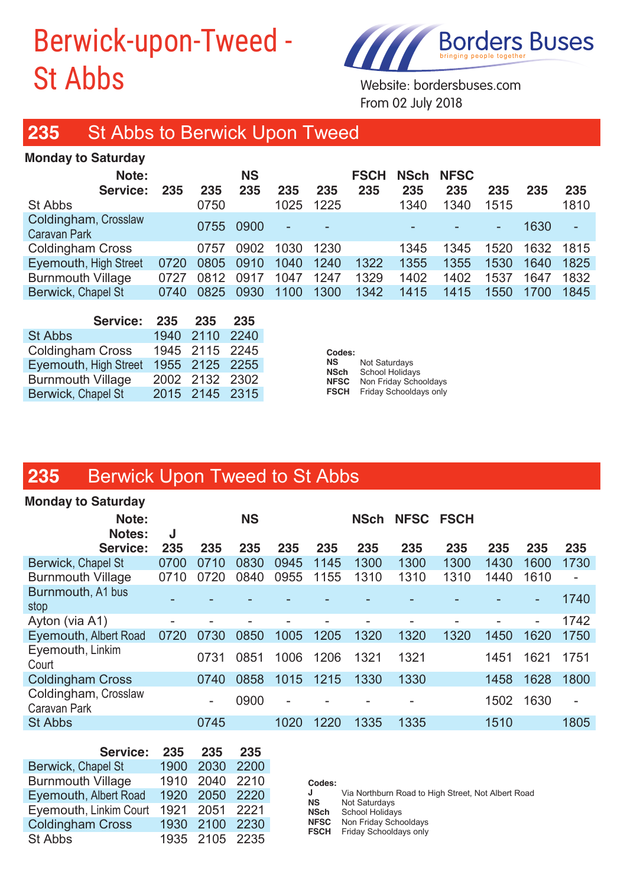# Berwick-upon-Tweed - St Abbs

**Borders Buses**
bringing people together

Website: bordersbuses.com
From 02 July 2018

## 235 St Abbs to Berwick Upon Tweed

**Monday to Saturday**

| Note: | | | NS | | | FSCH | NSch | NFSC | | | |
|---|---|---|---|---|---|---|---|---|---|---|---|
| **Service:** | **235** | **235** | **235** | **235** | **235** | **235** | **235** | **235** | **235** | **235** | **235** |
| St Abbs | | 0750 | | 1025 | 1225 | | 1340 | 1340 | 1515 | | 1810 |
| Coldingham, Crosslaw Caravan Park | | 0755 | 0900 | - | - | | - | - | - | 1630 | - |
| Coldingham Cross | | 0757 | 0902 | 1030 | 1230 | | 1345 | 1345 | 1520 | 1632 | 1815 |
| Eyemouth, High Street | 0720 | 0805 | 0910 | 1040 | 1240 | 1322 | 1355 | 1355 | 1530 | 1640 | 1825 |
| Burnmouth Village | 0727 | 0812 | 0917 | 1047 | 1247 | 1329 | 1402 | 1402 | 1537 | 1647 | 1832 |
| Berwick, Chapel St | 0740 | 0825 | 0930 | 1100 | 1300 | 1342 | 1415 | 1415 | 1550 | 1700 | 1845 |

| Service: | 235 | 235 | 235 |
|---|---|---|---|
| St Abbs | 1940 | 2110 | 2240 |
| Coldingham Cross | 1945 | 2115 | 2245 |
| Eyemouth, High Street | 1955 | 2125 | 2255 |
| Burnmouth Village | 2002 | 2132 | 2302 |
| Berwick, Chapel St | 2015 | 2145 | 2315 |

**Codes:**
- **NS** Not Saturdays
- **NSch** School Holidays
- **NFSC** Non Friday Schooldays
- **FSCH** Friday Schooldays only

## 235 Berwick Upon Tweed to St Abbs

**Monday to Saturday**

| Note: | | | NS | | | NSch | NFSC | FSCH | | | |
|---|---|---|---|---|---|---|---|---|---|---|---|
| **Notes:** | **J** | | | | | | | | | | |
| **Service:** | **235** | **235** | **235** | **235** | **235** | **235** | **235** | **235** | **235** | **235** | **235** |
| Berwick, Chapel St | 0700 | 0710 | 0830 | 0945 | 1145 | 1300 | 1300 | 1300 | 1430 | 1600 | 1730 |
| Burnmouth Village | 0710 | 0720 | 0840 | 0955 | 1155 | 1310 | 1310 | 1310 | 1440 | 1610 | - |
| Burnmouth, A1 bus stop | - | - | - | - | - | - | - | - | - | - | 1740 |
| Ayton (via A1) | - | - | - | - | - | - | - | - | - | - | 1742 |
| Eyemouth, Albert Road | 0720 | 0730 | 0850 | 1005 | 1205 | 1320 | 1320 | 1320 | 1450 | 1620 | 1750 |
| Eyemouth, Linkim Court | | 0731 | 0851 | 1006 | 1206 | 1321 | 1321 | | 1451 | 1621 | 1751 |
| Coldingham Cross | | 0740 | 0858 | 1015 | 1215 | 1330 | 1330 | | 1458 | 1628 | 1800 |
| Coldingham, Crosslaw Caravan Park | | - | 0900 | - | - | - | - | | 1502 | 1630 | - |
| St Abbs | | 0745 | | 1020 | 1220 | 1335 | 1335 | | 1510 | | 1805 |

| Service: | 235 | 235 | 235 |
|---|---|---|---|
| Berwick, Chapel St | 1900 | 2030 | 2200 |
| Burnmouth Village | 1910 | 2040 | 2210 |
| Eyemouth, Albert Road | 1920 | 2050 | 2220 |
| Eyemouth, Linkim Court | 1921 | 2051 | 2221 |
| Coldingham Cross | 1930 | 2100 | 2230 |
| St Abbs | 1935 | 2105 | 2235 |

**Codes:**
- **J** Via Northburn Road to High Street, Not Albert Road
- **NS** Not Saturdays
- **NSch** School Holidays
- **NFSC** Non Friday Schooldays
- **FSCH** Friday Schooldays only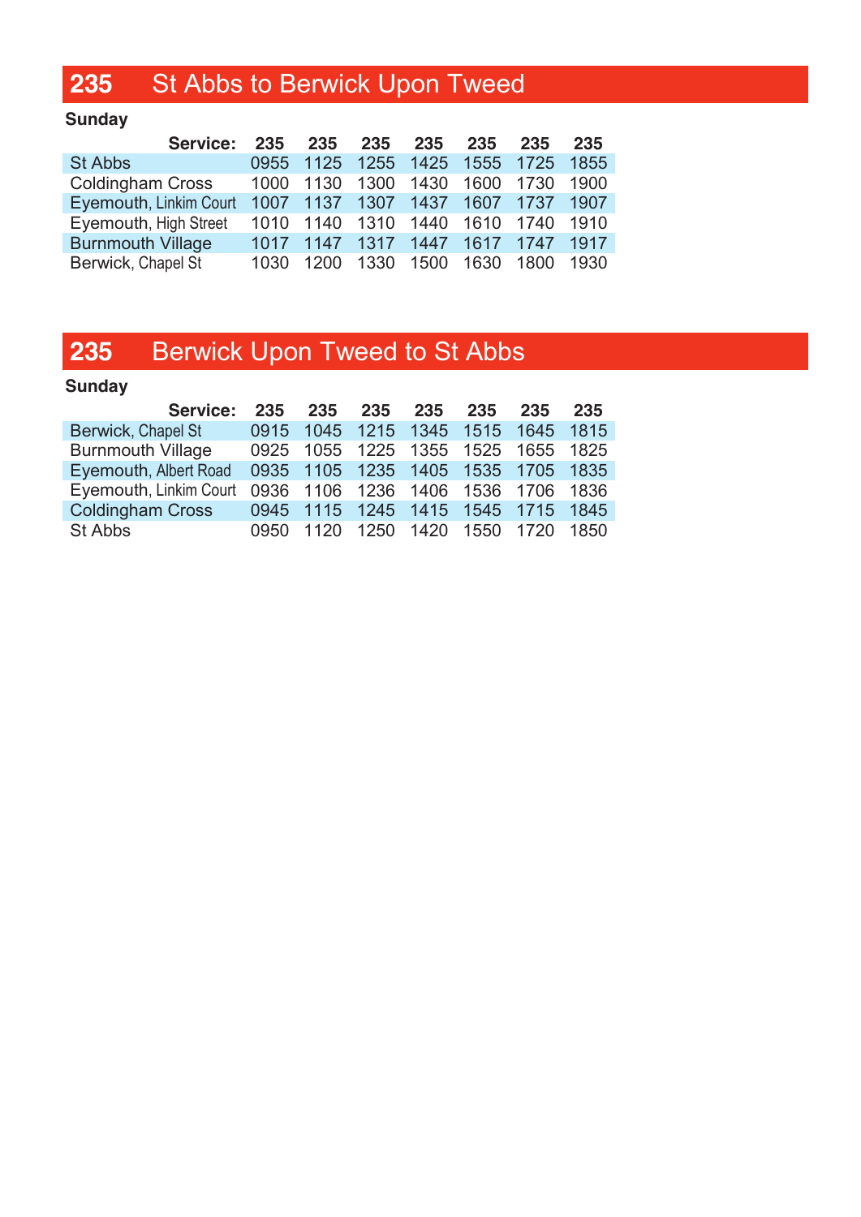## 235 St Abbs to Berwick Upon Tweed

**Sunday**

| Service: | 235 | 235 | 235 | 235 | 235 | 235 | 235 |
|---|---|---|---|---|---|---|---|
| St Abbs | 0955 | 1125 | 1255 | 1425 | 1555 | 1725 | 1855 |
| Coldingham Cross | 1000 | 1130 | 1300 | 1430 | 1600 | 1730 | 1900 |
| Eyemouth, Linkim Court | 1007 | 1137 | 1307 | 1437 | 1607 | 1737 | 1907 |
| Eyemouth, High Street | 1010 | 1140 | 1310 | 1440 | 1610 | 1740 | 1910 |
| Burnmouth Village | 1017 | 1147 | 1317 | 1447 | 1617 | 1747 | 1917 |
| Berwick, Chapel St | 1030 | 1200 | 1330 | 1500 | 1630 | 1800 | 1930 |

## 235 Berwick Upon Tweed to St Abbs

**Sunday**

| Service: | 235 | 235 | 235 | 235 | 235 | 235 | 235 |
|---|---|---|---|---|---|---|---|
| Berwick, Chapel St | 0915 | 1045 | 1215 | 1345 | 1515 | 1645 | 1815 |
| Burnmouth Village | 0925 | 1055 | 1225 | 1355 | 1525 | 1655 | 1825 |
| Eyemouth, Albert Road | 0935 | 1105 | 1235 | 1405 | 1535 | 1705 | 1835 |
| Eyemouth, Linkim Court | 0936 | 1106 | 1236 | 1406 | 1536 | 1706 | 1836 |
| Coldingham Cross | 0945 | 1115 | 1245 | 1415 | 1545 | 1715 | 1845 |
| St Abbs | 0950 | 1120 | 1250 | 1420 | 1550 | 1720 | 1850 |